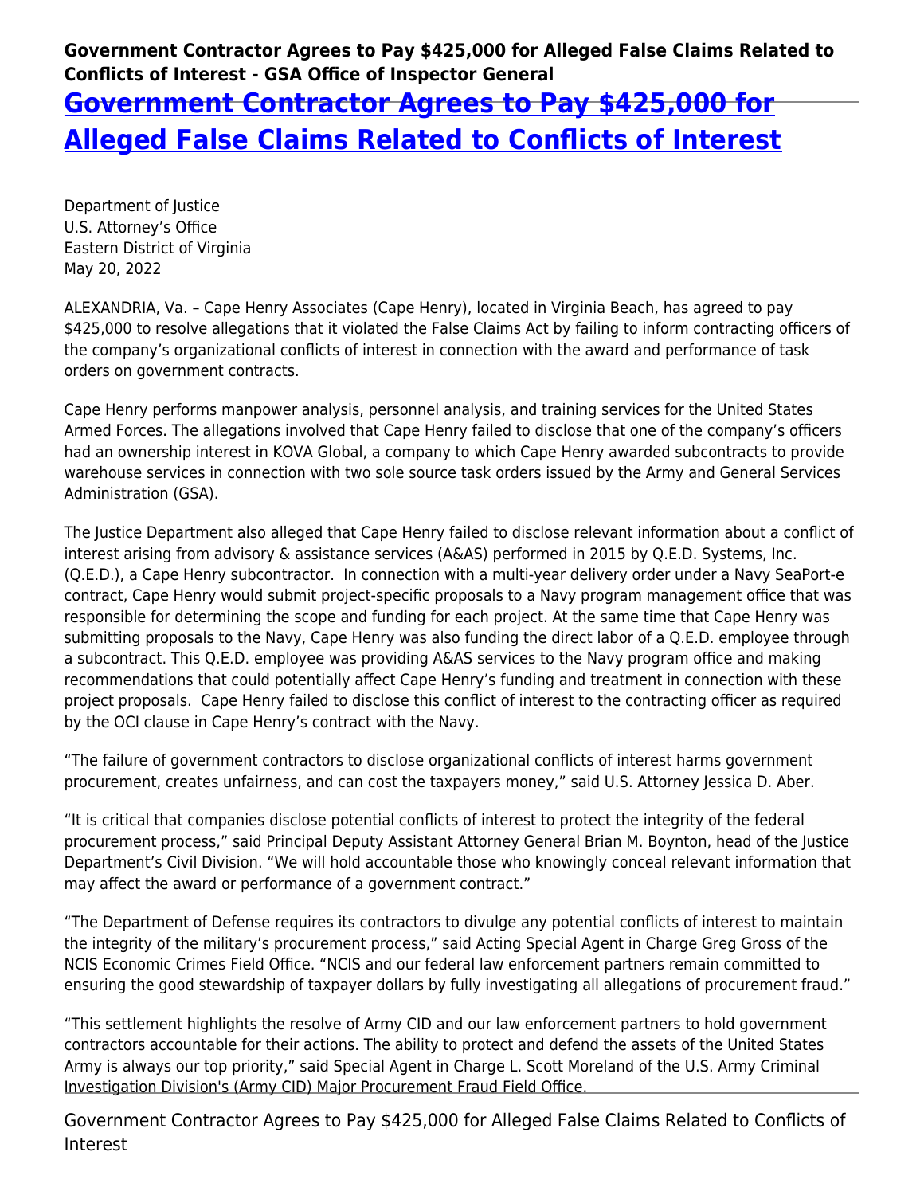# Government Contractor Agrees to Pay $425,000 for Alleged False Claims Related to Conflicts of Interest

Department of Justice
U.S. Attorney's Office
Eastern District of Virginia
May 20, 2022

ALEXANDRIA, Va. – Cape Henry Associates (Cape Henry), located in Virginia Beach, has agreed to pay $425,000 to resolve allegations that it violated the False Claims Act by failing to inform contracting officers of the company's organizational conflicts of interest in connection with the award and performance of task orders on government contracts.

Cape Henry performs manpower analysis, personnel analysis, and training services for the United States Armed Forces. The allegations involved that Cape Henry failed to disclose that one of the company's officers had an ownership interest in KOVA Global, a company to which Cape Henry awarded subcontracts to provide warehouse services in connection with two sole source task orders issued by the Army and General Services Administration (GSA).

The Justice Department also alleged that Cape Henry failed to disclose relevant information about a conflict of interest arising from advisory & assistance services (A&AS) performed in 2015 by Q.E.D. Systems, Inc. (Q.E.D.), a Cape Henry subcontractor. In connection with a multi-year delivery order under a Navy SeaPort-e contract, Cape Henry would submit project-specific proposals to a Navy program management office that was responsible for determining the scope and funding for each project. At the same time that Cape Henry was submitting proposals to the Navy, Cape Henry was also funding the direct labor of a Q.E.D. employee through a subcontract. This Q.E.D. employee was providing A&AS services to the Navy program office and making recommendations that could potentially affect Cape Henry's funding and treatment in connection with these project proposals. Cape Henry failed to disclose this conflict of interest to the contracting officer as required by the OCI clause in Cape Henry's contract with the Navy.

"The failure of government contractors to disclose organizational conflicts of interest harms government procurement, creates unfairness, and can cost the taxpayers money," said U.S. Attorney Jessica D. Aber.

"It is critical that companies disclose potential conflicts of interest to protect the integrity of the federal procurement process," said Principal Deputy Assistant Attorney General Brian M. Boynton, head of the Justice Department's Civil Division. "We will hold accountable those who knowingly conceal relevant information that may affect the award or performance of a government contract."

"The Department of Defense requires its contractors to divulge any potential conflicts of interest to maintain the integrity of the military's procurement process," said Acting Special Agent in Charge Greg Gross of the NCIS Economic Crimes Field Office. "NCIS and our federal law enforcement partners remain committed to ensuring the good stewardship of taxpayer dollars by fully investigating all allegations of procurement fraud."

"This settlement highlights the resolve of Army CID and our law enforcement partners to hold government contractors accountable for their actions. The ability to protect and defend the assets of the United States Army is always our top priority," said Special Agent in Charge L. Scott Moreland of the U.S. Army Criminal Investigation Division's (Army CID) Major Procurement Fraud Field Office.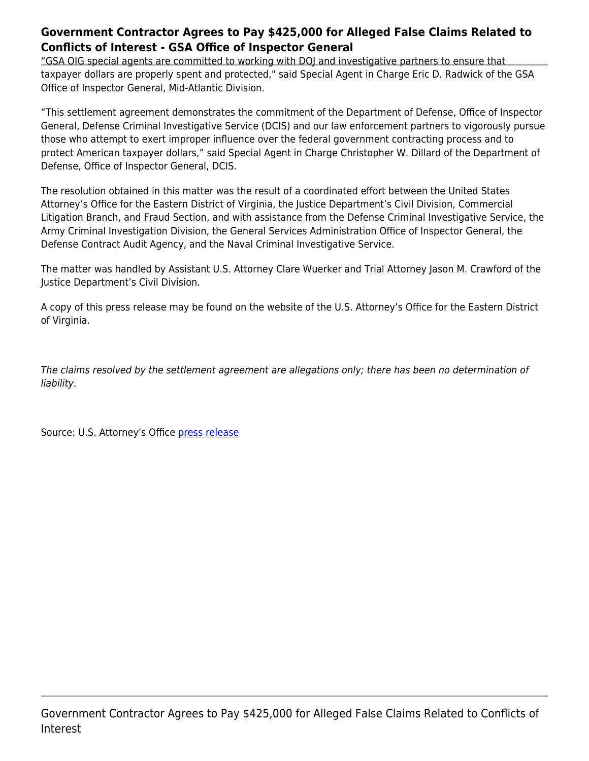"GSA OIG special agents are committed to working with DOJ and investigative partners to ensure that taxpayer dollars are properly spent and protected," said Special Agent in Charge Eric D. Radwick of the GSA Office of Inspector General, Mid-Atlantic Division.

"This settlement agreement demonstrates the commitment of the Department of Defense, Office of Inspector General, Defense Criminal Investigative Service (DCIS) and our law enforcement partners to vigorously pursue those who attempt to exert improper influence over the federal government contracting process and to protect American taxpayer dollars," said Special Agent in Charge Christopher W. Dillard of the Department of Defense, Office of Inspector General, DCIS.

The resolution obtained in this matter was the result of a coordinated effort between the United States Attorney's Office for the Eastern District of Virginia, the Justice Department's Civil Division, Commercial Litigation Branch, and Fraud Section, and with assistance from the Defense Criminal Investigative Service, the Army Criminal Investigation Division, the General Services Administration Office of Inspector General, the Defense Contract Audit Agency, and the Naval Criminal Investigative Service.

The matter was handled by Assistant U.S. Attorney Clare Wuerker and Trial Attorney Jason M. Crawford of the Justice Department's Civil Division.

A copy of this press release may be found on the website of the U.S. Attorney's Office for the Eastern District of Virginia.

*The claims resolved by the settlement agreement are allegations only; there has been no determination of liability.*

Source: U.S. Attorney's Office press release